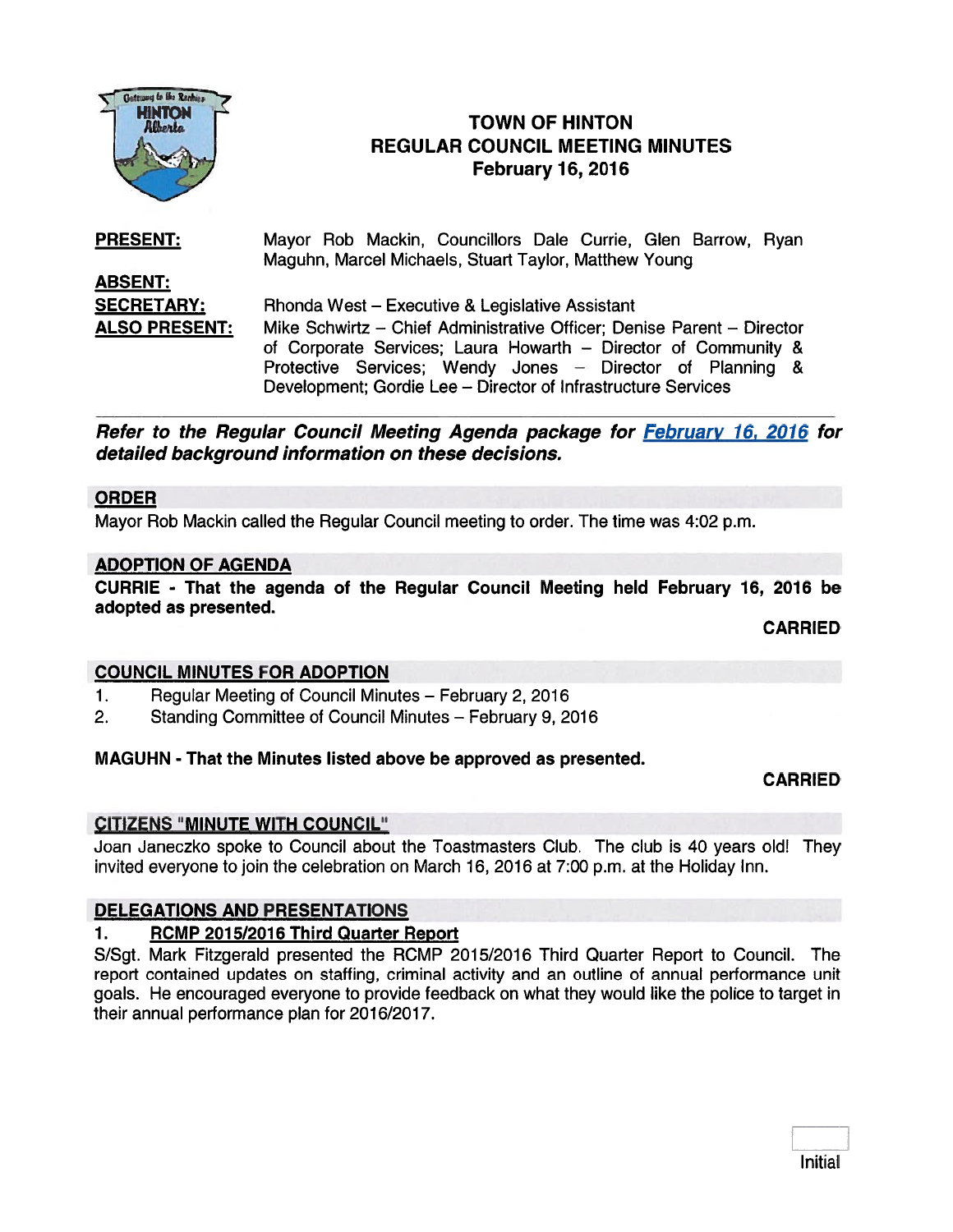# TOWN OF HINTON
## REGULAR COUNCIL MEETING MINUTES
### February 16, 2016

**PRESENT:** Mayor Rob Mackin, Councillors Dale Currie, Glen Barrow, Ryan Maguhn, Marcel Michaels, Stuart Taylor, Matthew Young

**ABSENT:**

**SECRETARY:** Rhonda West – Executive & Legislative Assistant

**ALSO PRESENT:** Mike Schwirtz – Chief Administrative Officer; Denise Parent – Director of Corporate Services; Laura Howarth – Director of Community & Protective Services; Wendy Jones – Director of Planning & Development; Gordie Lee – Director of Infrastructure Services

---

***Refer to the Regular Council Meeting Agenda package for February 16, 2016 for detailed background information on these decisions.***

## ORDER

Mayor Rob Mackin called the Regular Council meeting to order. The time was 4:02 p.m.

## ADOPTION OF AGENDA

**CURRIE - That the agenda of the Regular Council Meeting held February 16, 2016 be adopted as presented.**

**CARRIED**

## COUNCIL MINUTES FOR ADOPTION

1. Regular Meeting of Council Minutes – February 2, 2016
2. Standing Committee of Council Minutes – February 9, 2016

**MAGUHN - That the Minutes listed above be approved as presented.**

**CARRIED**

## CITIZENS "MINUTE WITH COUNCIL"

Joan Janeczko spoke to Council about the Toastmasters Club. The club is 40 years old! They invited everyone to join the celebration on March 16, 2016 at 7:00 p.m. at the Holiday Inn.

## DELEGATIONS AND PRESENTATIONS

### 1. RCMP 2015/2016 Third Quarter Report

S/Sgt. Mark Fitzgerald presented the RCMP 2015/2016 Third Quarter Report to Council. The report contained updates on staffing, criminal activity and an outline of annual performance unit goals. He encouraged everyone to provide feedback on what they would like the police to target in their annual performance plan for 2016/2017.

Initial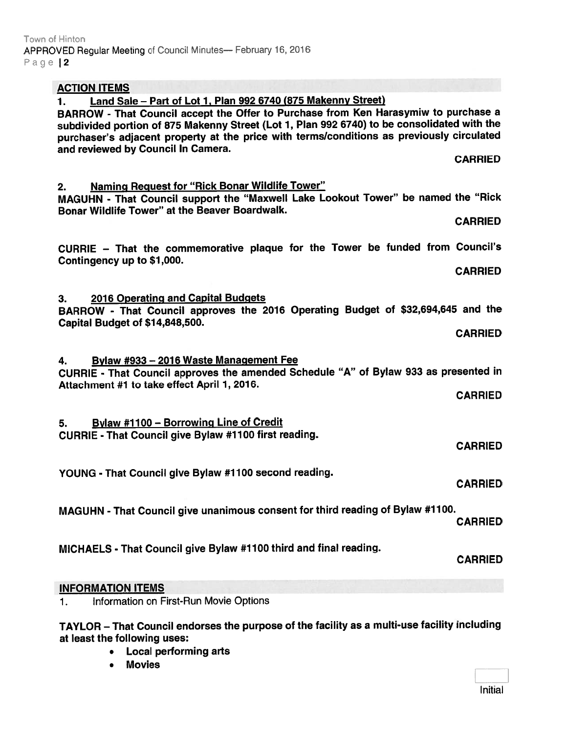## ACTION ITEMS

### 1. Land Sale – Part of Lot 1, Plan 992 6740 (875 Makenny Street)

**BARROW - That Council accept the Offer to Purchase from Ken Harasymiw to purchase a subdivided portion of 875 Makenny Street (Lot 1, Plan 992 6740) to be consolidated with the purchaser's adjacent property at the price with terms/conditions as previously circulated and reviewed by Council In Camera.**

**CARRIED**

### 2. Naming Request for "Rick Bonar Wildlife Tower"

**MAGUHN - That Council support the "Maxwell Lake Lookout Tower" be named the "Rick Bonar Wildlife Tower" at the Beaver Boardwalk.**

**CARRIED**

**CURRIE – That the commemorative plaque for the Tower be funded from Council's Contingency up to $1,000.**

**CARRIED**

### 3. 2016 Operating and Capital Budgets

**BARROW - That Council approves the 2016 Operating Budget of $32,694,645 and the Capital Budget of $14,848,500.**

**CARRIED**

### 4. Bylaw #933 – 2016 Waste Management Fee

**CURRIE - That Council approves the amended Schedule "A" of Bylaw 933 as presented in Attachment #1 to take effect April 1, 2016.**

**CARRIED**

### 5. Bylaw #1100 – Borrowing Line of Credit

**CURRIE - That Council give Bylaw #1100 first reading.**

**CARRIED**

**YOUNG - That Council give Bylaw #1100 second reading.**

**CARRIED**

**MAGUHN - That Council give unanimous consent for third reading of Bylaw #1100.**

**CARRIED**

**MICHAELS - That Council give Bylaw #1100 third and final reading.**

**CARRIED**

## INFORMATION ITEMS

1. Information on First-Run Movie Options

**TAYLOR – That Council endorses the purpose of the facility as a multi-use facility including at least the following uses:**

- **Local performing arts**
- **Movies**

Initial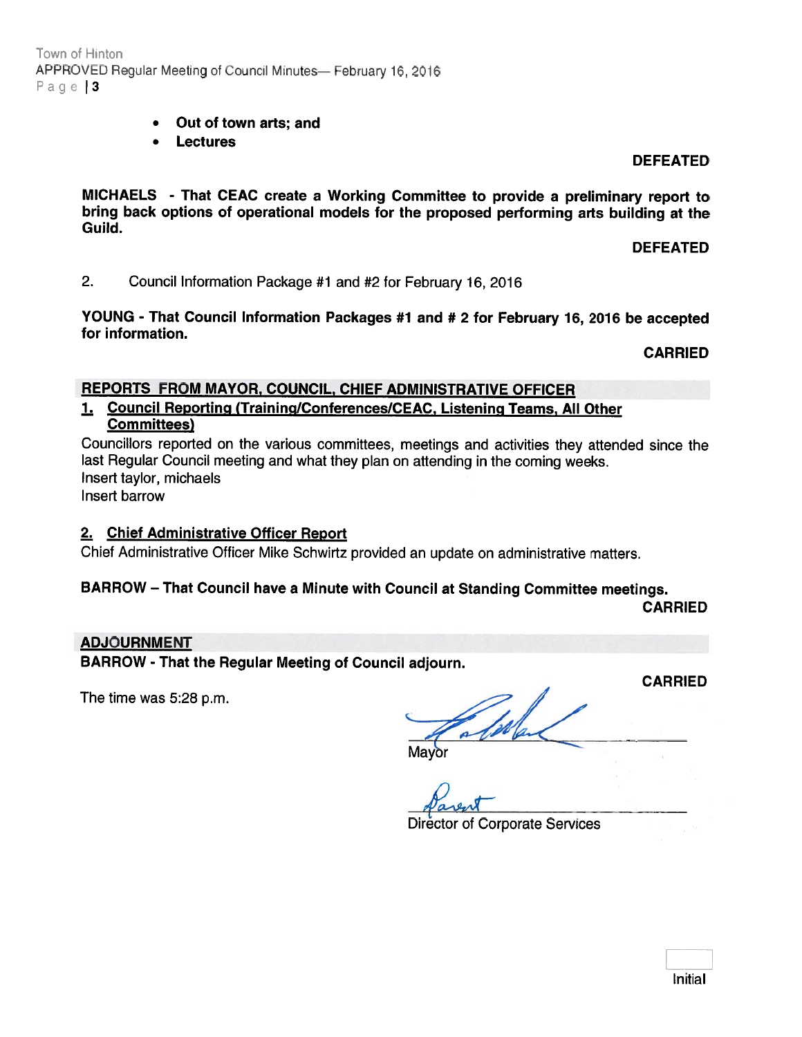- **Out of town arts; and**
- **Lectures**

**DEFEATED**

**MICHAELS - That CEAC create a Working Committee to provide a preliminary report to bring back options of operational models for the proposed performing arts building at the Guild.**

**DEFEATED**

2. Council Information Package #1 and #2 for February 16, 2016

**YOUNG - That Council Information Packages #1 and # 2 for February 16, 2016 be accepted for information.**

**CARRIED**

## REPORTS FROM MAYOR, COUNCIL, CHIEF ADMINISTRATIVE OFFICER

### 1. Council Reporting (Training/Conferences/CEAC, Listening Teams, All Other Committees)

Councillors reported on the various committees, meetings and activities they attended since the last Regular Council meeting and what they plan on attending in the coming weeks.
Insert taylor, michaels
Insert barrow

### 2. Chief Administrative Officer Report

Chief Administrative Officer Mike Schwirtz provided an update on administrative matters.

**BARROW – That Council have a Minute with Council at Standing Committee meetings.**

**CARRIED**

## ADJOURNMENT

**BARROW - That the Regular Meeting of Council adjourn.**

**CARRIED**

The time was 5:28 p.m.

Mayor

Director of Corporate Services

Initial